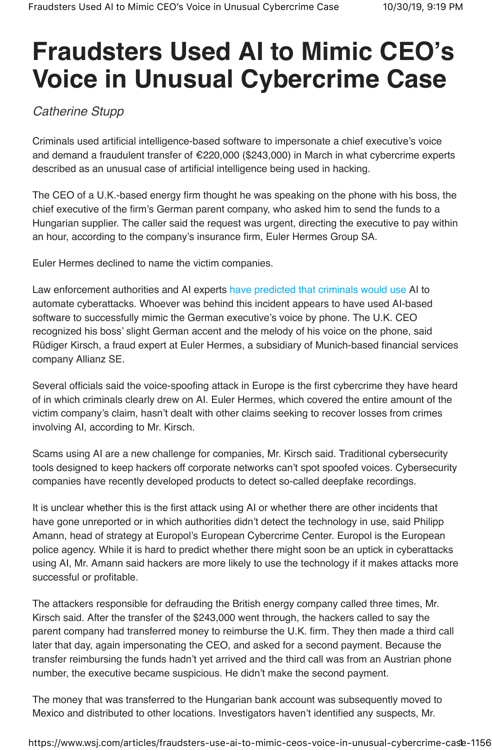# Fraudsters Used AI to Mimic CEO's Voice in Unusual Cybercrime Case

*Catherine Stupp*

Criminals used artificial intelligence-based software to impersonate a chief executive's voice and demand a fraudulent transfer of €220,000 ($243,000) in March in what cybercrime experts described as an unusual case of artificial intelligence being used in hacking.

The CEO of a U.K.-based energy firm thought he was speaking on the phone with his boss, the chief executive of the firm's German parent company, who asked him to send the funds to a Hungarian supplier. The caller said the request was urgent, directing the executive to pay within an hour, according to the company's insurance firm, Euler Hermes Group SA.

Euler Hermes declined to name the victim companies.

Law enforcement authorities and AI experts have predicted that criminals would use AI to automate cyberattacks. Whoever was behind this incident appears to have used AI-based software to successfully mimic the German executive's voice by phone. The U.K. CEO recognized his boss' slight German accent and the melody of his voice on the phone, said Rüdiger Kirsch, a fraud expert at Euler Hermes, a subsidiary of Munich-based financial services company Allianz SE.

Several officials said the voice-spoofing attack in Europe is the first cybercrime they have heard of in which criminals clearly drew on AI. Euler Hermes, which covered the entire amount of the victim company's claim, hasn't dealt with other claims seeking to recover losses from crimes involving AI, according to Mr. Kirsch.

Scams using AI are a new challenge for companies, Mr. Kirsch said. Traditional cybersecurity tools designed to keep hackers off corporate networks can't spot spoofed voices. Cybersecurity companies have recently developed products to detect so-called deepfake recordings.

It is unclear whether this is the first attack using AI or whether there are other incidents that have gone unreported or in which authorities didn't detect the technology in use, said Philipp Amann, head of strategy at Europol's European Cybercrime Center. Europol is the European police agency. While it is hard to predict whether there might soon be an uptick in cyberattacks using AI, Mr. Amann said hackers are more likely to use the technology if it makes attacks more successful or profitable.

The attackers responsible for defrauding the British energy company called three times, Mr. Kirsch said. After the transfer of the $243,000 went through, the hackers called to say the parent company had transferred money to reimburse the U.K. firm. They then made a third call later that day, again impersonating the CEO, and asked for a second payment. Because the transfer reimbursing the funds hadn't yet arrived and the third call was from an Austrian phone number, the executive became suspicious. He didn't make the second payment.

The money that was transferred to the Hungarian bank account was subsequently moved to Mexico and distributed to other locations. Investigators haven't identified any suspects, Mr.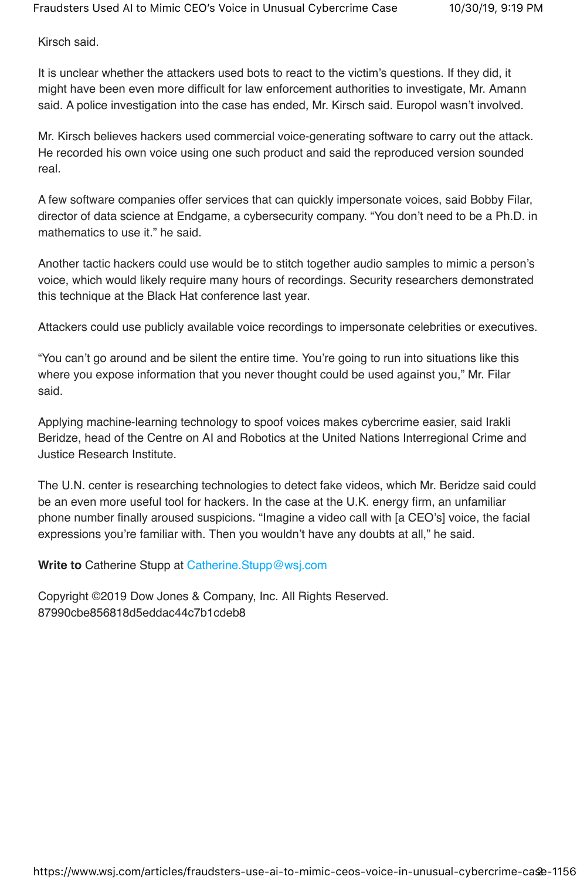Kirsch said.

It is unclear whether the attackers used bots to react to the victim's questions. If they did, it might have been even more difficult for law enforcement authorities to investigate, Mr. Amann said. A police investigation into the case has ended, Mr. Kirsch said. Europol wasn't involved.

Mr. Kirsch believes hackers used commercial voice-generating software to carry out the attack. He recorded his own voice using one such product and said the reproduced version sounded real.

A few software companies offer services that can quickly impersonate voices, said Bobby Filar, director of data science at Endgame, a cybersecurity company. "You don't need to be a Ph.D. in mathematics to use it." he said.

Another tactic hackers could use would be to stitch together audio samples to mimic a person's voice, which would likely require many hours of recordings. Security researchers demonstrated this technique at the Black Hat conference last year.

Attackers could use publicly available voice recordings to impersonate celebrities or executives.

"You can't go around and be silent the entire time. You're going to run into situations like this where you expose information that you never thought could be used against you," Mr. Filar said.

Applying machine-learning technology to spoof voices makes cybercrime easier, said Irakli Beridze, head of the Centre on AI and Robotics at the United Nations Interregional Crime and Justice Research Institute.

The U.N. center is researching technologies to detect fake videos, which Mr. Beridze said could be an even more useful tool for hackers. In the case at the U.K. energy firm, an unfamiliar phone number finally aroused suspicions. "Imagine a video call with [a CEO's] voice, the facial expressions you're familiar with. Then you wouldn't have any doubts at all," he said.

**Write to** Catherine Stupp at Catherine.Stupp@wsj.com

Copyright ©2019 Dow Jones & Company, Inc. All Rights Reserved.
87990cbe856818d5eddac44c7b1cdeb8